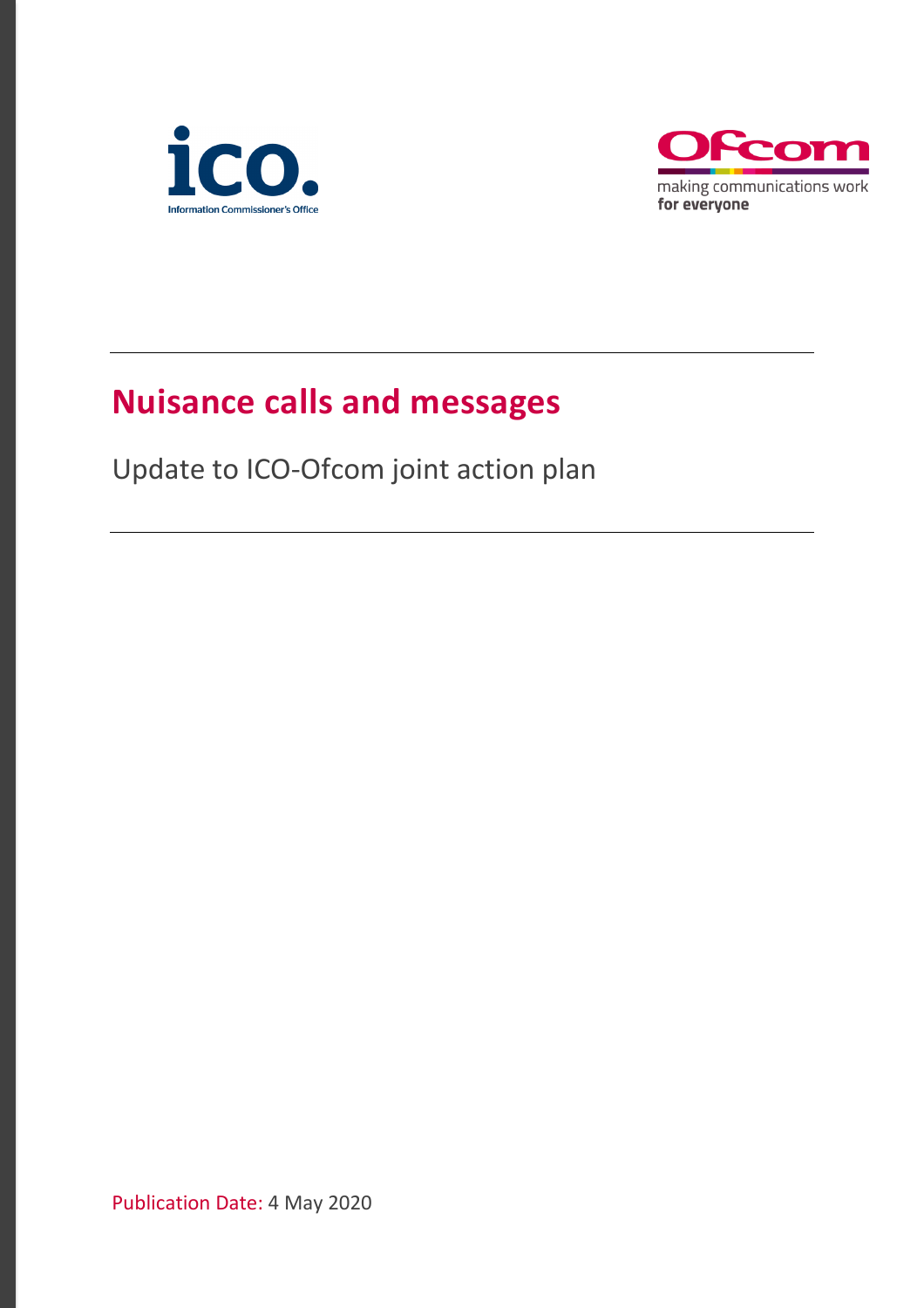# Nuisance calls and messages

Update to ICO-Ofcom joint action plan

Publication Date: 4 May 2020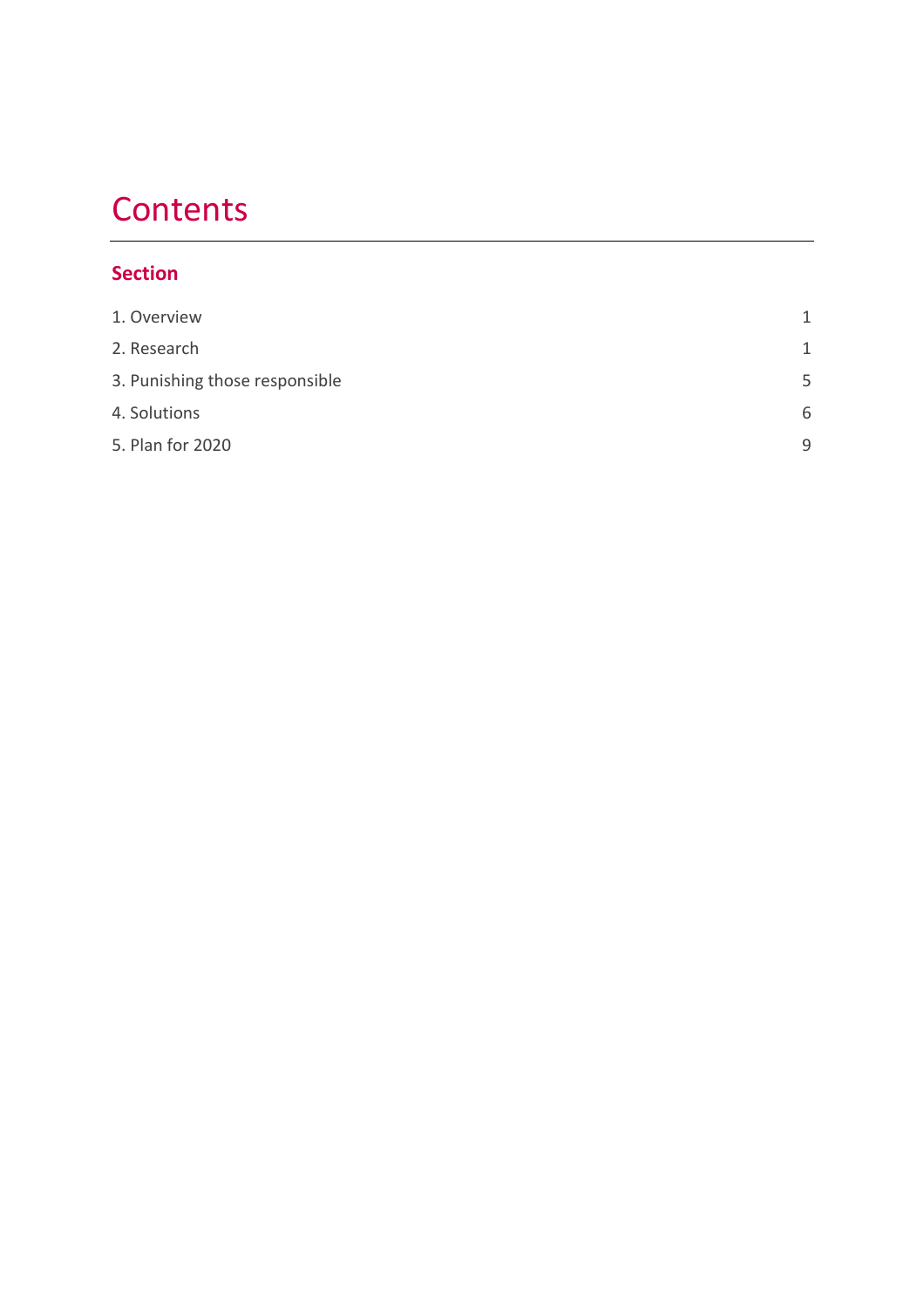# Contents

**Section**

| | |
|---|---|
| 1. Overview | 1 |
| 2. Research | 1 |
| 3. Punishing those responsible | 5 |
| 4. Solutions | 6 |
| 5. Plan for 2020 | 9 |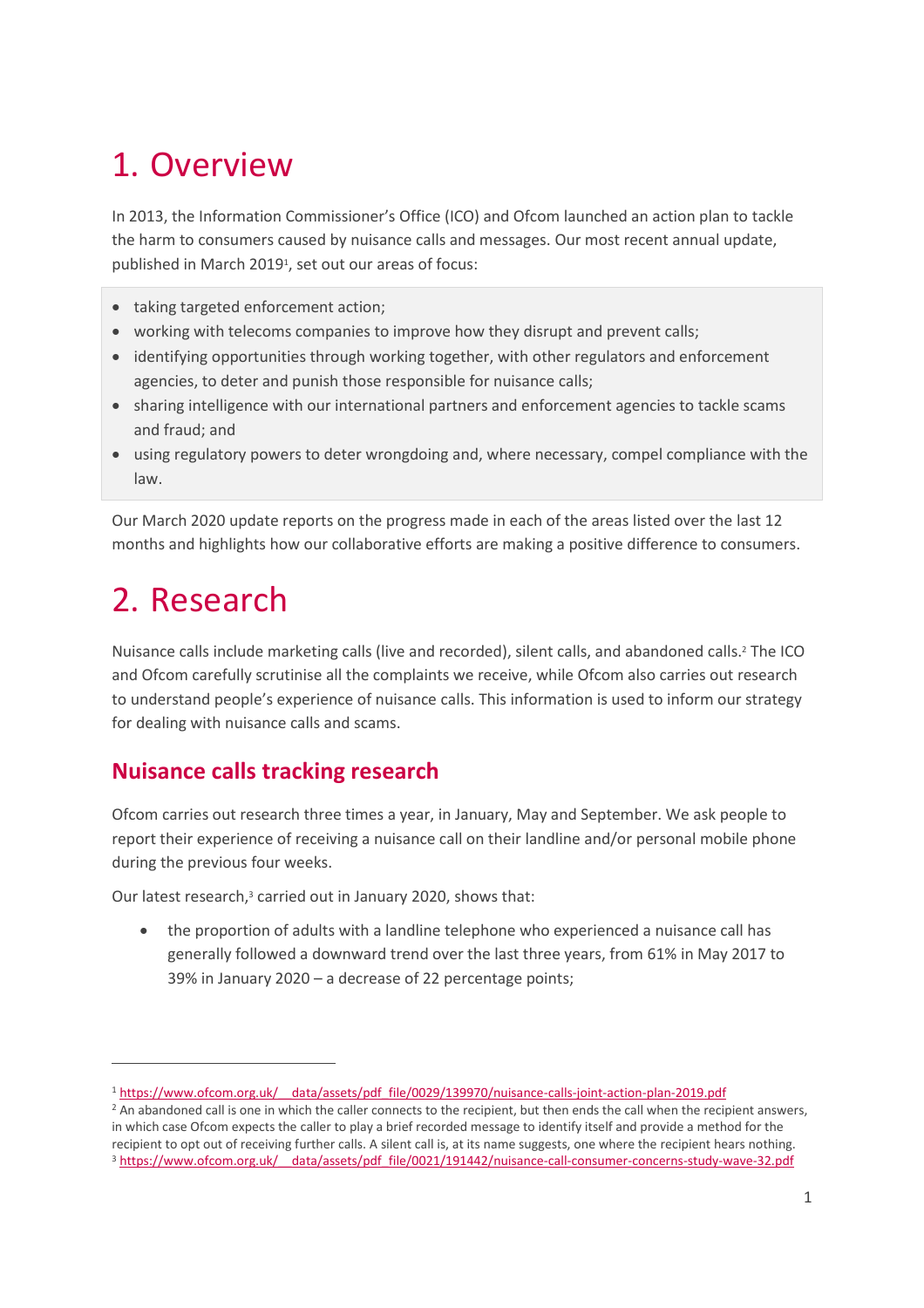# 1. Overview

In 2013, the Information Commissioner's Office (ICO) and Ofcom launched an action plan to tackle the harm to consumers caused by nuisance calls and messages. Our most recent annual update, published in March 2019[1], set out our areas of focus:

- taking targeted enforcement action;
- working with telecoms companies to improve how they disrupt and prevent calls;
- identifying opportunities through working together, with other regulators and enforcement agencies, to deter and punish those responsible for nuisance calls;
- sharing intelligence with our international partners and enforcement agencies to tackle scams and fraud; and
- using regulatory powers to deter wrongdoing and, where necessary, compel compliance with the law.

Our March 2020 update reports on the progress made in each of the areas listed over the last 12 months and highlights how our collaborative efforts are making a positive difference to consumers.

# 2. Research

Nuisance calls include marketing calls (live and recorded), silent calls, and abandoned calls.[2] The ICO and Ofcom carefully scrutinise all the complaints we receive, while Ofcom also carries out research to understand people's experience of nuisance calls. This information is used to inform our strategy for dealing with nuisance calls and scams.

## Nuisance calls tracking research

Ofcom carries out research three times a year, in January, May and September. We ask people to report their experience of receiving a nuisance call on their landline and/or personal mobile phone during the previous four weeks.

Our latest research,[3] carried out in January 2020, shows that:

- the proportion of adults with a landline telephone who experienced a nuisance call has generally followed a downward trend over the last three years, from 61% in May 2017 to 39% in January 2020 – a decrease of 22 percentage points;

---

[1] https://www.ofcom.org.uk/__data/assets/pdf_file/0029/139970/nuisance-calls-joint-action-plan-2019.pdf

[2] An abandoned call is one in which the caller connects to the recipient, but then ends the call when the recipient answers, in which case Ofcom expects the caller to play a brief recorded message to identify itself and provide a method for the recipient to opt out of receiving further calls. A silent call is, at its name suggests, one where the recipient hears nothing.

[3] https://www.ofcom.org.uk/__data/assets/pdf_file/0021/191442/nuisance-call-consumer-concerns-study-wave-32.pdf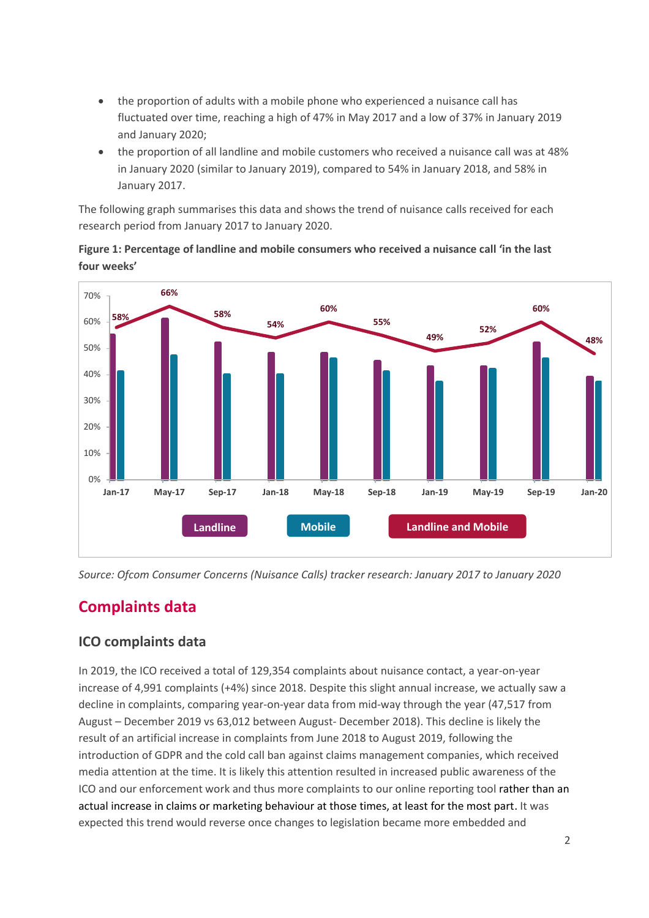- the proportion of adults with a mobile phone who experienced a nuisance call has fluctuated over time, reaching a high of 47% in May 2017 and a low of 37% in January 2019 and January 2020;
- the proportion of all landline and mobile customers who received a nuisance call was at 48% in January 2020 (similar to January 2019), compared to 54% in January 2018, and 58% in January 2017.

The following graph summarises this data and shows the trend of nuisance calls received for each research period from January 2017 to January 2020.

**Figure 1: Percentage of landline and mobile consumers who received a nuisance call 'in the last four weeks'**

*Source: Ofcom Consumer Concerns (Nuisance Calls) tracker research: January 2017 to January 2020*

## Complaints data

### ICO complaints data

In 2019, the ICO received a total of 129,354 complaints about nuisance contact, a year-on-year increase of 4,991 complaints (+4%) since 2018. Despite this slight annual increase, we actually saw a decline in complaints, comparing year-on-year data from mid-way through the year (47,517 from August – December 2019 vs 63,012 between August- December 2018). This decline is likely the result of an artificial increase in complaints from June 2018 to August 2019, following the introduction of GDPR and the cold call ban against claims management companies, which received media attention at the time. It is likely this attention resulted in increased public awareness of the ICO and our enforcement work and thus more complaints to our online reporting tool rather than an actual increase in claims or marketing behaviour at those times, at least for the most part. It was expected this trend would reverse once changes to legislation became more embedded and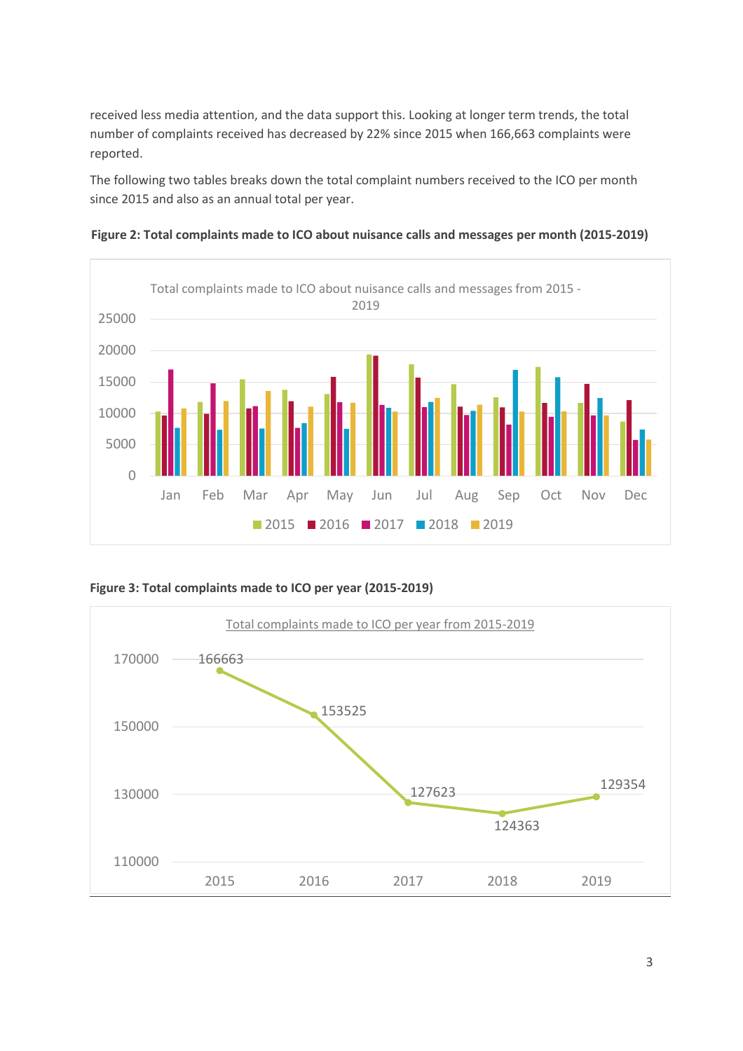received less media attention, and the data support this. Looking at longer term trends, the total number of complaints received has decreased by 22% since 2015 when 166,663 complaints were reported.

The following two tables breaks down the total complaint numbers received to the ICO per month since 2015 and also as an annual total per year.

**Figure 2: Total complaints made to ICO about nuisance calls and messages per month (2015-2019)**

**Figure 3: Total complaints made to ICO per year (2015-2019)**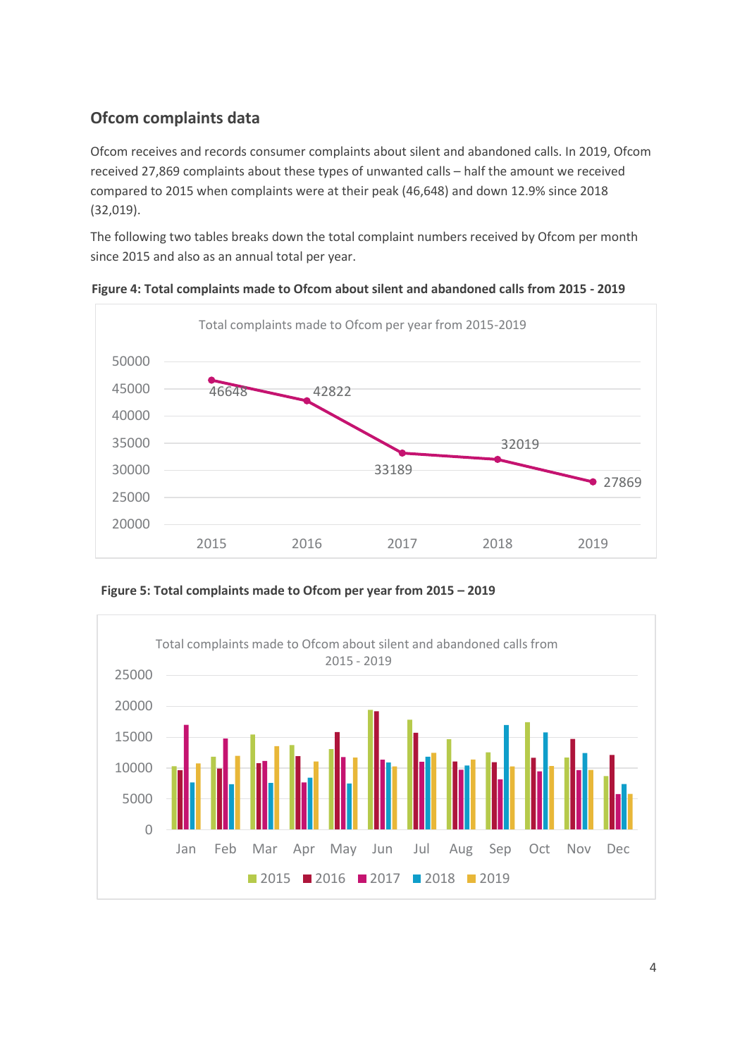## Ofcom complaints data

Ofcom receives and records consumer complaints about silent and abandoned calls. In 2019, Ofcom received 27,869 complaints about these types of unwanted calls – half the amount we received compared to 2015 when complaints were at their peak (46,648) and down 12.9% since 2018 (32,019).

The following two tables breaks down the total complaint numbers received by Ofcom per month since 2015 and also as an annual total per year.

**Figure 4: Total complaints made to Ofcom about silent and abandoned calls from 2015 - 2019**

Total complaints made to Ofcom per year from 2015-2019

| Year | Complaints |
|---|---|
| 2015 | 46648 |
| 2016 | 42822 |
| 2017 | 33189 |
| 2018 | 32019 |
| 2019 | 27869 |

**Figure 5: Total complaints made to Ofcom per year from 2015 – 2019**

Total complaints made to Ofcom about silent and abandoned calls from 2015 - 2019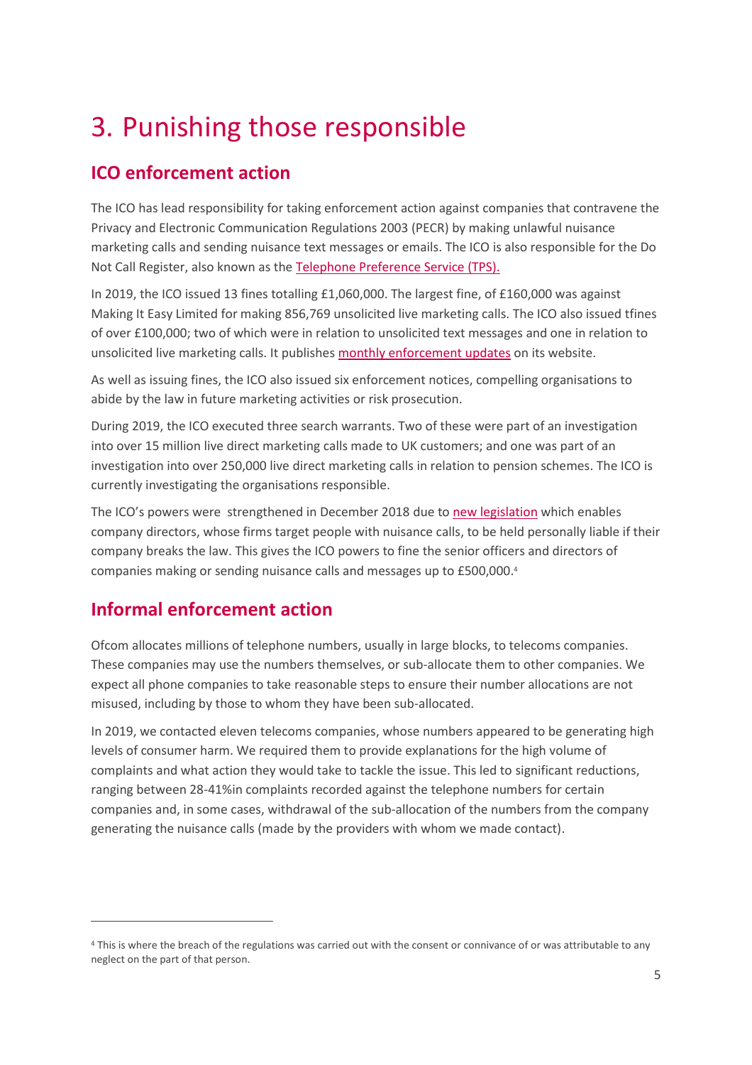# 3. Punishing those responsible

## ICO enforcement action

The ICO has lead responsibility for taking enforcement action against companies that contravene the Privacy and Electronic Communication Regulations 2003 (PECR) by making unlawful nuisance marketing calls and sending nuisance text messages or emails. The ICO is also responsible for the Do Not Call Register, also known as the Telephone Preference Service (TPS).

In 2019, the ICO issued 13 fines totalling £1,060,000. The largest fine, of £160,000 was against Making It Easy Limited for making 856,769 unsolicited live marketing calls. The ICO also issued tfines of over £100,000; two of which were in relation to unsolicited text messages and one in relation to unsolicited live marketing calls. It publishes monthly enforcement updates on its website.

As well as issuing fines, the ICO also issued six enforcement notices, compelling organisations to abide by the law in future marketing activities or risk prosecution.

During 2019, the ICO executed three search warrants. Two of these were part of an investigation into over 15 million live direct marketing calls made to UK customers; and one was part of an investigation into over 250,000 live direct marketing calls in relation to pension schemes. The ICO is currently investigating the organisations responsible.

The ICO's powers were strengthened in December 2018 due to new legislation which enables company directors, whose firms target people with nuisance calls, to be held personally liable if their company breaks the law. This gives the ICO powers to fine the senior officers and directors of companies making or sending nuisance calls and messages up to £500,000.[4]

## Informal enforcement action

Ofcom allocates millions of telephone numbers, usually in large blocks, to telecoms companies. These companies may use the numbers themselves, or sub-allocate them to other companies. We expect all phone companies to take reasonable steps to ensure their number allocations are not misused, including by those to whom they have been sub-allocated.

In 2019, we contacted eleven telecoms companies, whose numbers appeared to be generating high levels of consumer harm. We required them to provide explanations for the high volume of complaints and what action they would take to tackle the issue. This led to significant reductions, ranging between 28-41%in complaints recorded against the telephone numbers for certain companies and, in some cases, withdrawal of the sub-allocation of the numbers from the company generating the nuisance calls (made by the providers with whom we made contact).

---

[4] This is where the breach of the regulations was carried out with the consent or connivance of or was attributable to any neglect on the part of that person.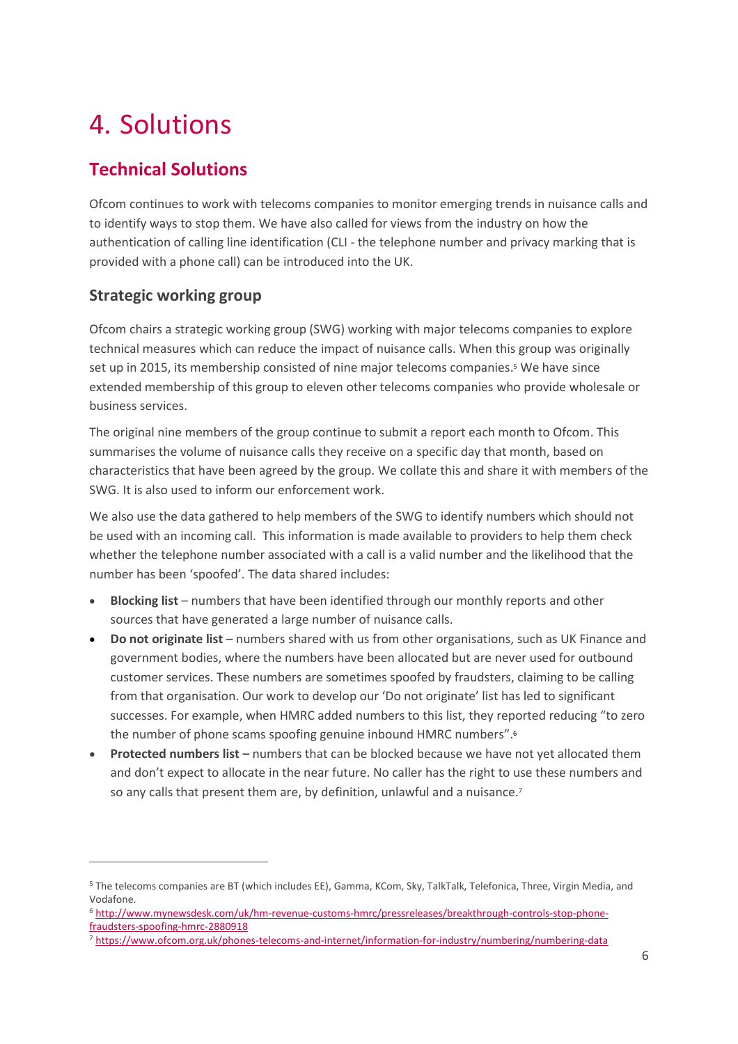# 4. Solutions

## Technical Solutions

Ofcom continues to work with telecoms companies to monitor emerging trends in nuisance calls and to identify ways to stop them. We have also called for views from the industry on how the authentication of calling line identification (CLI - the telephone number and privacy marking that is provided with a phone call) can be introduced into the UK.

### Strategic working group

Ofcom chairs a strategic working group (SWG) working with major telecoms companies to explore technical measures which can reduce the impact of nuisance calls. When this group was originally set up in 2015, its membership consisted of nine major telecoms companies.[5] We have since extended membership of this group to eleven other telecoms companies who provide wholesale or business services.

The original nine members of the group continue to submit a report each month to Ofcom. This summarises the volume of nuisance calls they receive on a specific day that month, based on characteristics that have been agreed by the group. We collate this and share it with members of the SWG. It is also used to inform our enforcement work.

We also use the data gathered to help members of the SWG to identify numbers which should not be used with an incoming call. This information is made available to providers to help them check whether the telephone number associated with a call is a valid number and the likelihood that the number has been 'spoofed'. The data shared includes:

- **Blocking list** – numbers that have been identified through our monthly reports and other sources that have generated a large number of nuisance calls.
- **Do not originate list** – numbers shared with us from other organisations, such as UK Finance and government bodies, where the numbers have been allocated but are never used for outbound customer services. These numbers are sometimes spoofed by fraudsters, claiming to be calling from that organisation. Our work to develop our 'Do not originate' list has led to significant successes. For example, when HMRC added numbers to this list, they reported reducing "to zero the number of phone scams spoofing genuine inbound HMRC numbers".[6]
- **Protected numbers list –** numbers that can be blocked because we have not yet allocated them and don't expect to allocate in the near future. No caller has the right to use these numbers and so any calls that present them are, by definition, unlawful and a nuisance.[7]

---

[5] The telecoms companies are BT (which includes EE), Gamma, KCom, Sky, TalkTalk, Telefonica, Three, Virgin Media, and Vodafone.

[6] http://www.mynewsdesk.com/uk/hm-revenue-customs-hmrc/pressreleases/breakthrough-controls-stop-phone-fraudsters-spoofing-hmrc-2880918

[7] https://www.ofcom.org.uk/phones-telecoms-and-internet/information-for-industry/numbering/numbering-data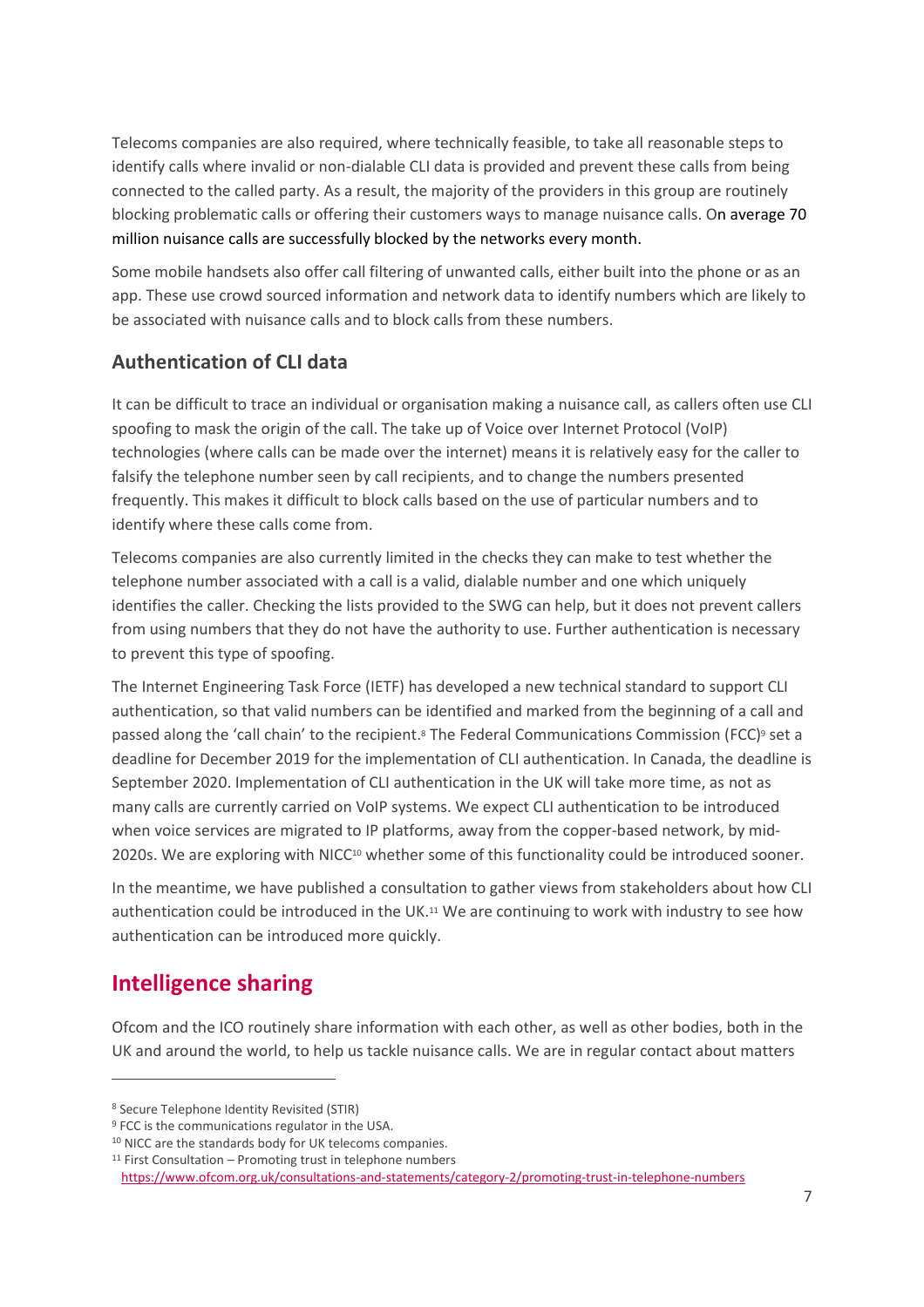Telecoms companies are also required, where technically feasible, to take all reasonable steps to identify calls where invalid or non-dialable CLI data is provided and prevent these calls from being connected to the called party. As a result, the majority of the providers in this group are routinely blocking problematic calls or offering their customers ways to manage nuisance calls. On average 70 million nuisance calls are successfully blocked by the networks every month.

Some mobile handsets also offer call filtering of unwanted calls, either built into the phone or as an app. These use crowd sourced information and network data to identify numbers which are likely to be associated with nuisance calls and to block calls from these numbers.

### Authentication of CLI data

It can be difficult to trace an individual or organisation making a nuisance call, as callers often use CLI spoofing to mask the origin of the call. The take up of Voice over Internet Protocol (VoIP) technologies (where calls can be made over the internet) means it is relatively easy for the caller to falsify the telephone number seen by call recipients, and to change the numbers presented frequently. This makes it difficult to block calls based on the use of particular numbers and to identify where these calls come from.

Telecoms companies are also currently limited in the checks they can make to test whether the telephone number associated with a call is a valid, dialable number and one which uniquely identifies the caller. Checking the lists provided to the SWG can help, but it does not prevent callers from using numbers that they do not have the authority to use. Further authentication is necessary to prevent this type of spoofing.

The Internet Engineering Task Force (IETF) has developed a new technical standard to support CLI authentication, so that valid numbers can be identified and marked from the beginning of a call and passed along the 'call chain' to the recipient.[8] The Federal Communications Commission (FCC)[9] set a deadline for December 2019 for the implementation of CLI authentication. In Canada, the deadline is September 2020. Implementation of CLI authentication in the UK will take more time, as not as many calls are currently carried on VoIP systems. We expect CLI authentication to be introduced when voice services are migrated to IP platforms, away from the copper-based network, by mid-2020s. We are exploring with NICC[10] whether some of this functionality could be introduced sooner.

In the meantime, we have published a consultation to gather views from stakeholders about how CLI authentication could be introduced in the UK.[11] We are continuing to work with industry to see how authentication can be introduced more quickly.

## Intelligence sharing

Ofcom and the ICO routinely share information with each other, as well as other bodies, both in the UK and around the world, to help us tackle nuisance calls. We are in regular contact about matters

---

[8] Secure Telephone Identity Revisited (STIR)

[9] FCC is the communications regulator in the USA.

[10] NICC are the standards body for UK telecoms companies.

[11] First Consultation – Promoting trust in telephone numbers https://www.ofcom.org.uk/consultations-and-statements/category-2/promoting-trust-in-telephone-numbers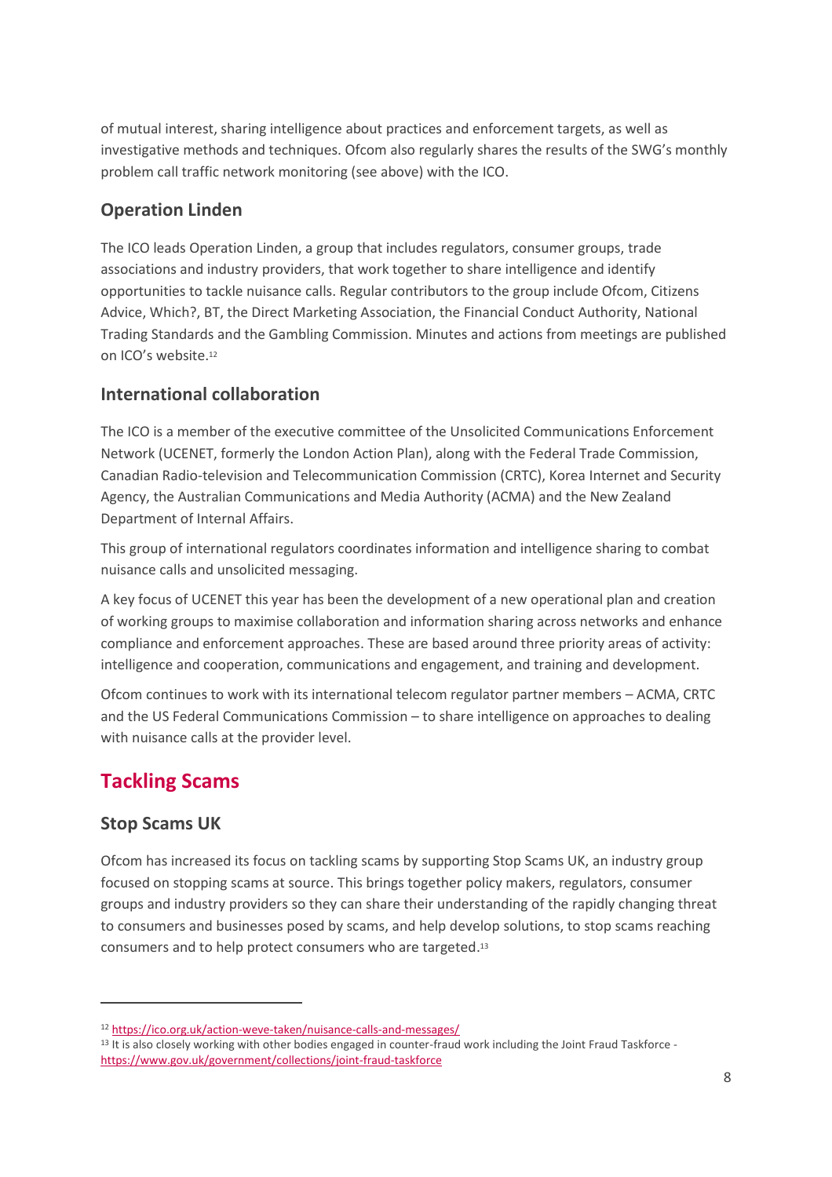of mutual interest, sharing intelligence about practices and enforcement targets, as well as investigative methods and techniques. Ofcom also regularly shares the results of the SWG's monthly problem call traffic network monitoring (see above) with the ICO.

### Operation Linden

The ICO leads Operation Linden, a group that includes regulators, consumer groups, trade associations and industry providers, that work together to share intelligence and identify opportunities to tackle nuisance calls. Regular contributors to the group include Ofcom, Citizens Advice, Which?, BT, the Direct Marketing Association, the Financial Conduct Authority, National Trading Standards and the Gambling Commission. Minutes and actions from meetings are published on ICO's website.[12]

### International collaboration

The ICO is a member of the executive committee of the Unsolicited Communications Enforcement Network (UCENET, formerly the London Action Plan), along with the Federal Trade Commission, Canadian Radio-television and Telecommunication Commission (CRTC), Korea Internet and Security Agency, the Australian Communications and Media Authority (ACMA) and the New Zealand Department of Internal Affairs.

This group of international regulators coordinates information and intelligence sharing to combat nuisance calls and unsolicited messaging.

A key focus of UCENET this year has been the development of a new operational plan and creation of working groups to maximise collaboration and information sharing across networks and enhance compliance and enforcement approaches. These are based around three priority areas of activity: intelligence and cooperation, communications and engagement, and training and development.

Ofcom continues to work with its international telecom regulator partner members – ACMA, CRTC and the US Federal Communications Commission – to share intelligence on approaches to dealing with nuisance calls at the provider level.

## Tackling Scams

### Stop Scams UK

Ofcom has increased its focus on tackling scams by supporting Stop Scams UK, an industry group focused on stopping scams at source. This brings together policy makers, regulators, consumer groups and industry providers so they can share their understanding of the rapidly changing threat to consumers and businesses posed by scams, and help develop solutions, to stop scams reaching consumers and to help protect consumers who are targeted.[13]

---

[12] https://ico.org.uk/action-weve-taken/nuisance-calls-and-messages/

[13] It is also closely working with other bodies engaged in counter-fraud work including the Joint Fraud Taskforce - https://www.gov.uk/government/collections/joint-fraud-taskforce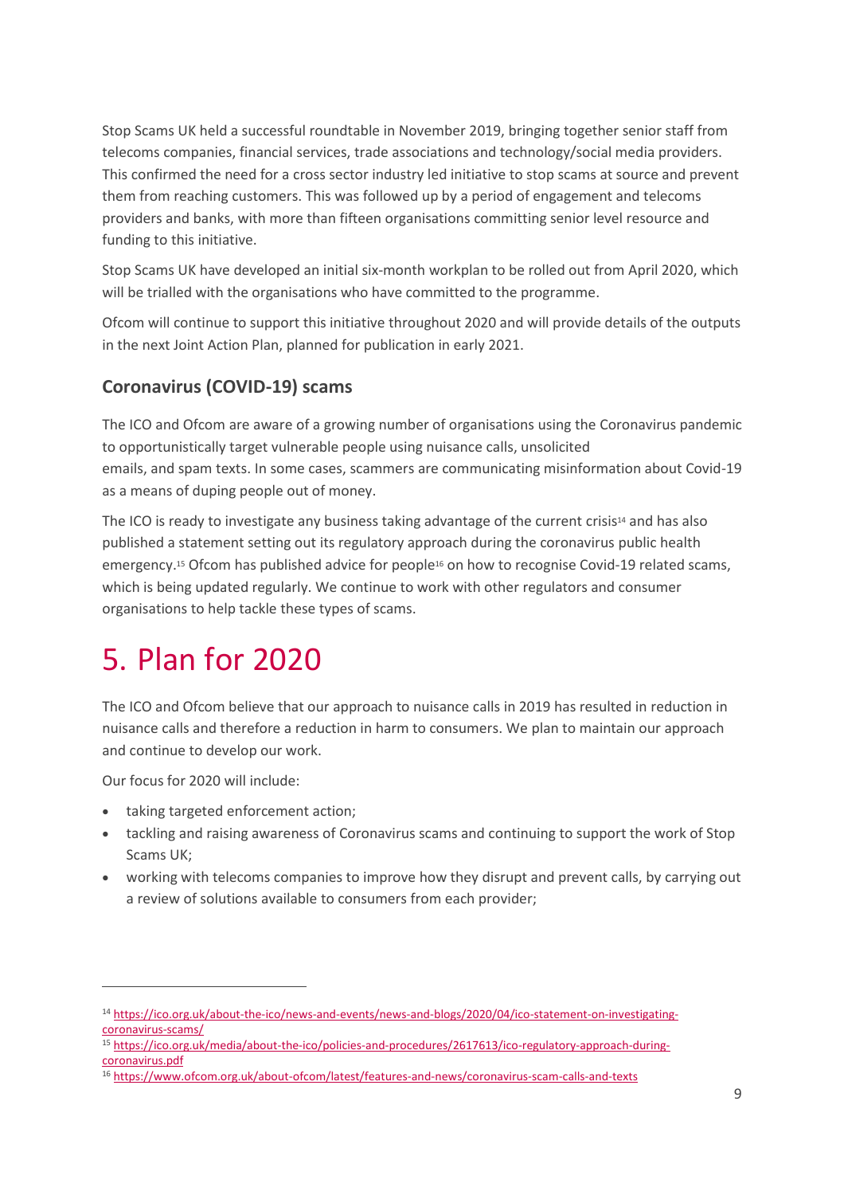Stop Scams UK held a successful roundtable in November 2019, bringing together senior staff from telecoms companies, financial services, trade associations and technology/social media providers. This confirmed the need for a cross sector industry led initiative to stop scams at source and prevent them from reaching customers. This was followed up by a period of engagement and telecoms providers and banks, with more than fifteen organisations committing senior level resource and funding to this initiative.

Stop Scams UK have developed an initial six-month workplan to be rolled out from April 2020, which will be trialled with the organisations who have committed to the programme.

Ofcom will continue to support this initiative throughout 2020 and will provide details of the outputs in the next Joint Action Plan, planned for publication in early 2021.

### Coronavirus (COVID-19) scams

The ICO and Ofcom are aware of a growing number of organisations using the Coronavirus pandemic to opportunistically target vulnerable people using nuisance calls, unsolicited emails, and spam texts. In some cases, scammers are communicating misinformation about Covid-19 as a means of duping people out of money.

The ICO is ready to investigate any business taking advantage of the current crisis[14] and has also published a statement setting out its regulatory approach during the coronavirus public health emergency.[15] Ofcom has published advice for people[16] on how to recognise Covid-19 related scams, which is being updated regularly. We continue to work with other regulators and consumer organisations to help tackle these types of scams.

# 5. Plan for 2020

The ICO and Ofcom believe that our approach to nuisance calls in 2019 has resulted in reduction in nuisance calls and therefore a reduction in harm to consumers. We plan to maintain our approach and continue to develop our work.

Our focus for 2020 will include:

- taking targeted enforcement action;
- tackling and raising awareness of Coronavirus scams and continuing to support the work of Stop Scams UK;
- working with telecoms companies to improve how they disrupt and prevent calls, by carrying out a review of solutions available to consumers from each provider;

---

[14] https://ico.org.uk/about-the-ico/news-and-events/news-and-blogs/2020/04/ico-statement-on-investigating-coronavirus-scams/

[15] https://ico.org.uk/media/about-the-ico/policies-and-procedures/2617613/ico-regulatory-approach-during-coronavirus.pdf

[16] https://www.ofcom.org.uk/about-ofcom/latest/features-and-news/coronavirus-scam-calls-and-texts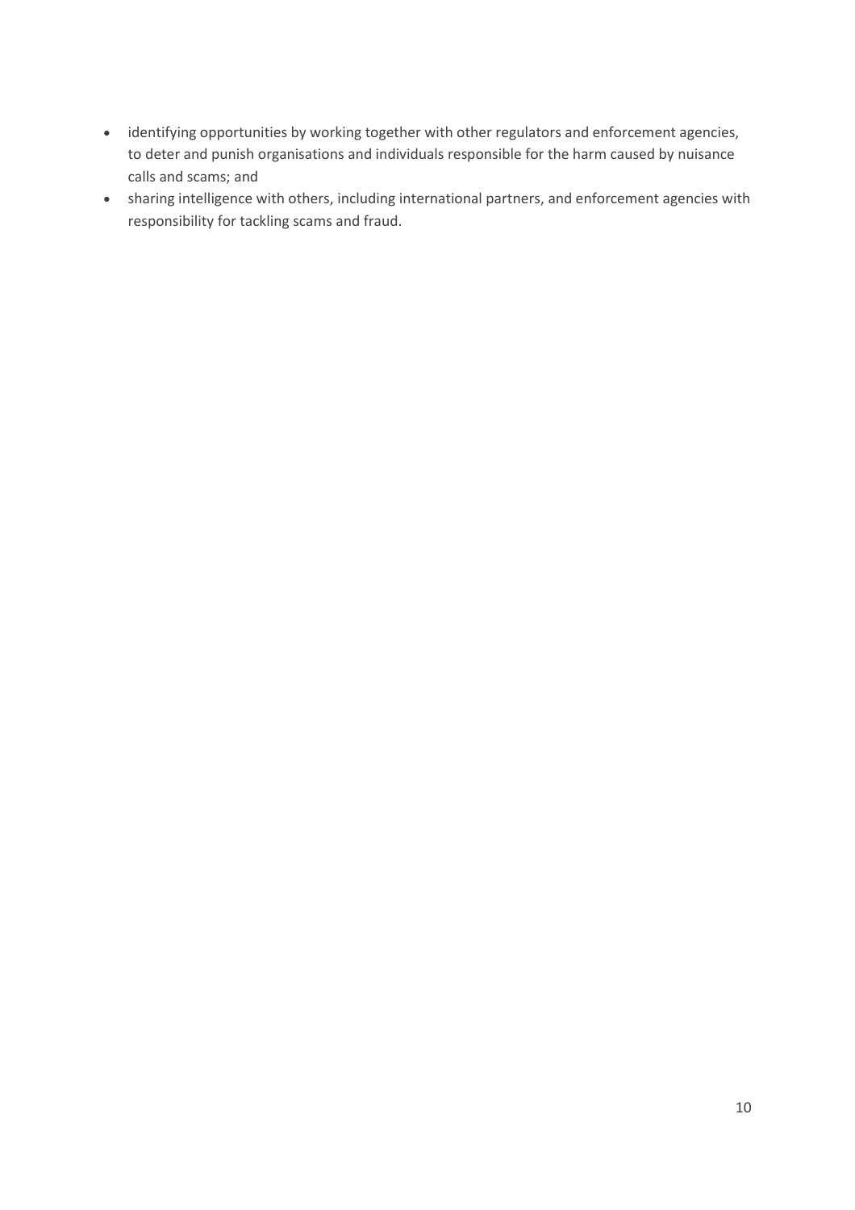- identifying opportunities by working together with other regulators and enforcement agencies, to deter and punish organisations and individuals responsible for the harm caused by nuisance calls and scams; and
- sharing intelligence with others, including international partners, and enforcement agencies with responsibility for tackling scams and fraud.